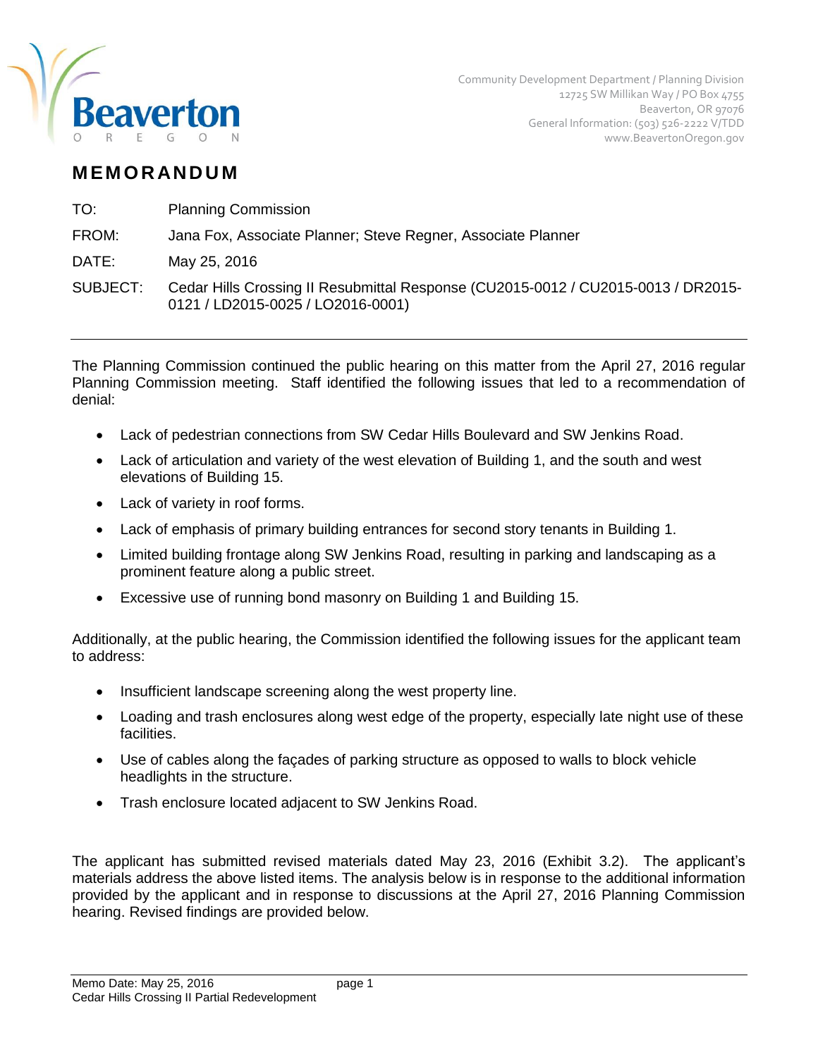Community Development Department / Planning Division
12725 SW Millikan Way / PO Box 4755
Beaverton, OR 97076
General Information: (503) 526-2222 V/TDD
www.BeavertonOregon.gov

# MEMORANDUM

| | |
|---|---|
| TO: | Planning Commission |
| FROM: | Jana Fox, Associate Planner; Steve Regner, Associate Planner |
| DATE: | May 25, 2016 |
| SUBJECT: | Cedar Hills Crossing II Resubmittal Response (CU2015-0012 / CU2015-0013 / DR2015-0121 / LD2015-0025 / LO2016-0001) |

---

The Planning Commission continued the public hearing on this matter from the April 27, 2016 regular Planning Commission meeting. Staff identified the following issues that led to a recommendation of denial:

- Lack of pedestrian connections from SW Cedar Hills Boulevard and SW Jenkins Road.
- Lack of articulation and variety of the west elevation of Building 1, and the south and west elevations of Building 15.
- Lack of variety in roof forms.
- Lack of emphasis of primary building entrances for second story tenants in Building 1.
- Limited building frontage along SW Jenkins Road, resulting in parking and landscaping as a prominent feature along a public street.
- Excessive use of running bond masonry on Building 1 and Building 15.

Additionally, at the public hearing, the Commission identified the following issues for the applicant team to address:

- Insufficient landscape screening along the west property line.
- Loading and trash enclosures along west edge of the property, especially late night use of these facilities.
- Use of cables along the façades of parking structure as opposed to walls to block vehicle headlights in the structure.
- Trash enclosure located adjacent to SW Jenkins Road.

The applicant has submitted revised materials dated May 23, 2016 (Exhibit 3.2). The applicant's materials address the above listed items. The analysis below is in response to the additional information provided by the applicant and in response to discussions at the April 27, 2016 Planning Commission hearing. Revised findings are provided below.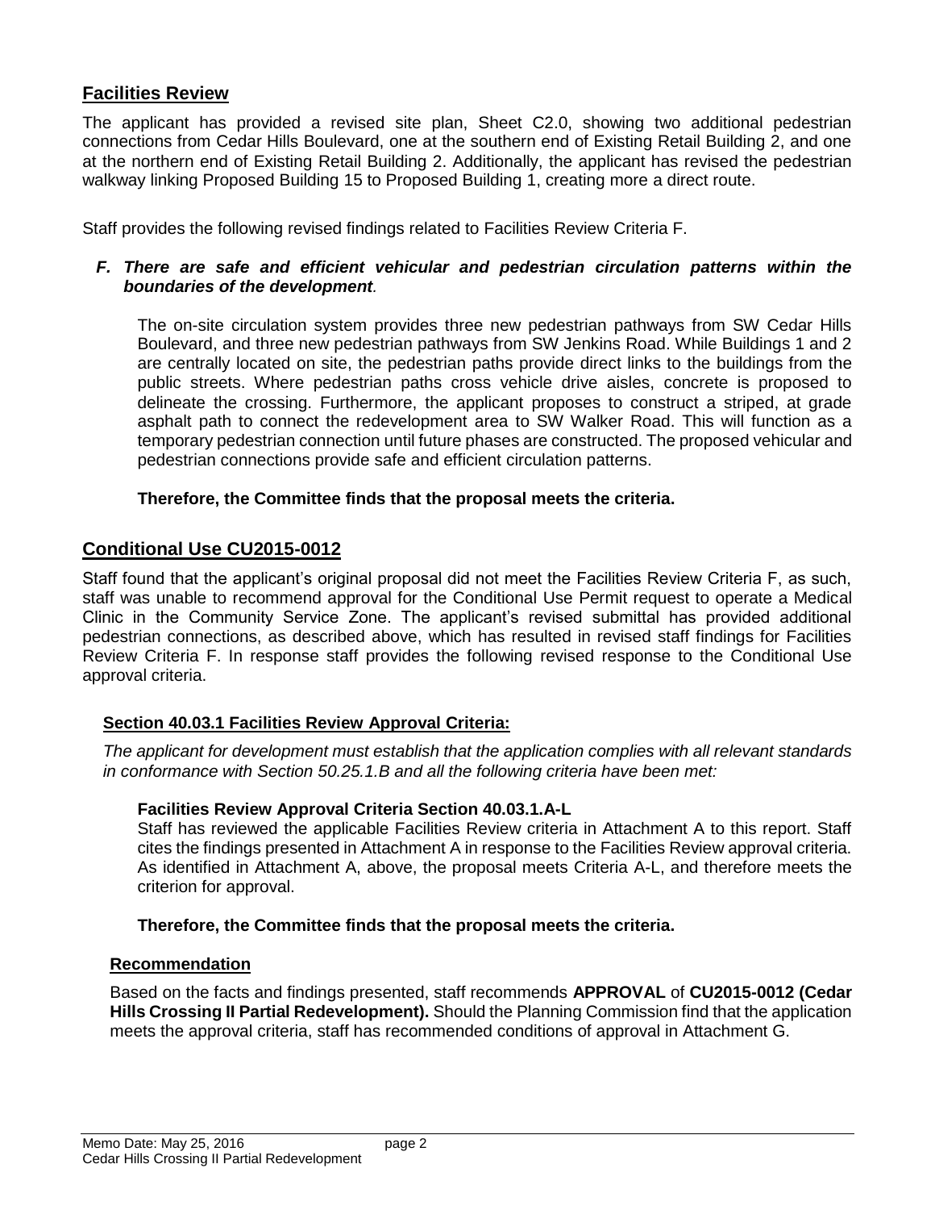## Facilities Review

The applicant has provided a revised site plan, Sheet C2.0, showing two additional pedestrian connections from Cedar Hills Boulevard, one at the southern end of Existing Retail Building 2, and one at the northern end of Existing Retail Building 2. Additionally, the applicant has revised the pedestrian walkway linking Proposed Building 15 to Proposed Building 1, creating more a direct route.

Staff provides the following revised findings related to Facilities Review Criteria F.

***F. There are safe and efficient vehicular and pedestrian circulation patterns within the boundaries of the development.***

The on-site circulation system provides three new pedestrian pathways from SW Cedar Hills Boulevard, and three new pedestrian pathways from SW Jenkins Road. While Buildings 1 and 2 are centrally located on site, the pedestrian paths provide direct links to the buildings from the public streets. Where pedestrian paths cross vehicle drive aisles, concrete is proposed to delineate the crossing. Furthermore, the applicant proposes to construct a striped, at grade asphalt path to connect the redevelopment area to SW Walker Road. This will function as a temporary pedestrian connection until future phases are constructed. The proposed vehicular and pedestrian connections provide safe and efficient circulation patterns.

**Therefore, the Committee finds that the proposal meets the criteria.**

## Conditional Use CU2015-0012

Staff found that the applicant's original proposal did not meet the Facilities Review Criteria F, as such, staff was unable to recommend approval for the Conditional Use Permit request to operate a Medical Clinic in the Community Service Zone. The applicant's revised submittal has provided additional pedestrian connections, as described above, which has resulted in revised staff findings for Facilities Review Criteria F. In response staff provides the following revised response to the Conditional Use approval criteria.

### Section 40.03.1 Facilities Review Approval Criteria:

*The applicant for development must establish that the application complies with all relevant standards in conformance with Section 50.25.1.B and all the following criteria have been met:*

**Facilities Review Approval Criteria Section 40.03.1.A-L**

Staff has reviewed the applicable Facilities Review criteria in Attachment A to this report. Staff cites the findings presented in Attachment A in response to the Facilities Review approval criteria. As identified in Attachment A, above, the proposal meets Criteria A-L, and therefore meets the criterion for approval.

**Therefore, the Committee finds that the proposal meets the criteria.**

### Recommendation

Based on the facts and findings presented, staff recommends **APPROVAL** of **CU2015-0012 (Cedar Hills Crossing II Partial Redevelopment).** Should the Planning Commission find that the application meets the approval criteria, staff has recommended conditions of approval in Attachment G.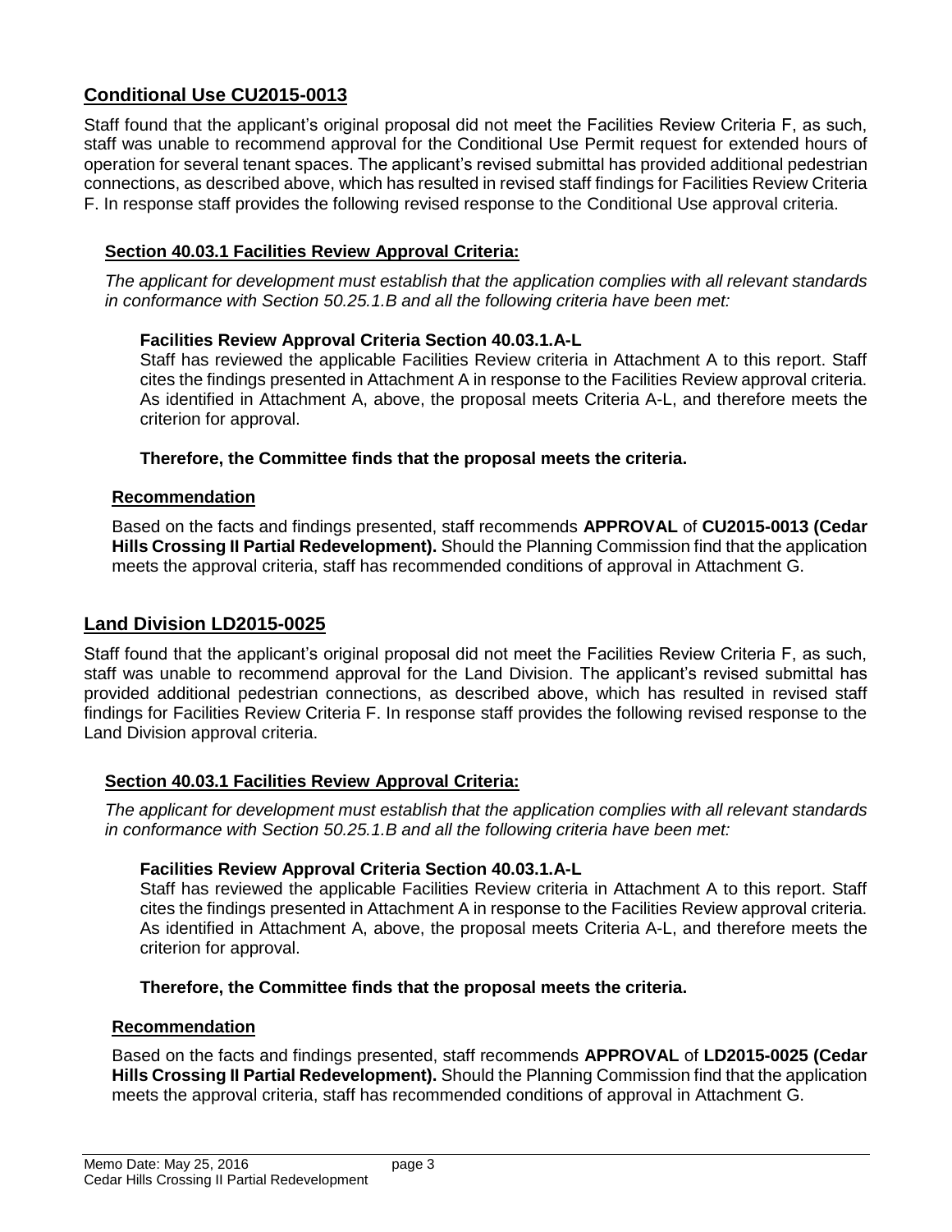## Conditional Use CU2015-0013

Staff found that the applicant's original proposal did not meet the Facilities Review Criteria F, as such, staff was unable to recommend approval for the Conditional Use Permit request for extended hours of operation for several tenant spaces. The applicant's revised submittal has provided additional pedestrian connections, as described above, which has resulted in revised staff findings for Facilities Review Criteria F. In response staff provides the following revised response to the Conditional Use approval criteria.

### Section 40.03.1 Facilities Review Approval Criteria:

*The applicant for development must establish that the application complies with all relevant standards in conformance with Section 50.25.1.B and all the following criteria have been met:*

**Facilities Review Approval Criteria Section 40.03.1.A-L**

Staff has reviewed the applicable Facilities Review criteria in Attachment A to this report. Staff cites the findings presented in Attachment A in response to the Facilities Review approval criteria. As identified in Attachment A, above, the proposal meets Criteria A-L, and therefore meets the criterion for approval.

**Therefore, the Committee finds that the proposal meets the criteria.**

### Recommendation

Based on the facts and findings presented, staff recommends **APPROVAL** of **CU2015-0013 (Cedar Hills Crossing II Partial Redevelopment).** Should the Planning Commission find that the application meets the approval criteria, staff has recommended conditions of approval in Attachment G.

## Land Division LD2015-0025

Staff found that the applicant's original proposal did not meet the Facilities Review Criteria F, as such, staff was unable to recommend approval for the Land Division. The applicant's revised submittal has provided additional pedestrian connections, as described above, which has resulted in revised staff findings for Facilities Review Criteria F. In response staff provides the following revised response to the Land Division approval criteria.

### Section 40.03.1 Facilities Review Approval Criteria:

*The applicant for development must establish that the application complies with all relevant standards in conformance with Section 50.25.1.B and all the following criteria have been met:*

**Facilities Review Approval Criteria Section 40.03.1.A-L**

Staff has reviewed the applicable Facilities Review criteria in Attachment A to this report. Staff cites the findings presented in Attachment A in response to the Facilities Review approval criteria. As identified in Attachment A, above, the proposal meets Criteria A-L, and therefore meets the criterion for approval.

**Therefore, the Committee finds that the proposal meets the criteria.**

### Recommendation

Based on the facts and findings presented, staff recommends **APPROVAL** of **LD2015-0025 (Cedar Hills Crossing II Partial Redevelopment).** Should the Planning Commission find that the application meets the approval criteria, staff has recommended conditions of approval in Attachment G.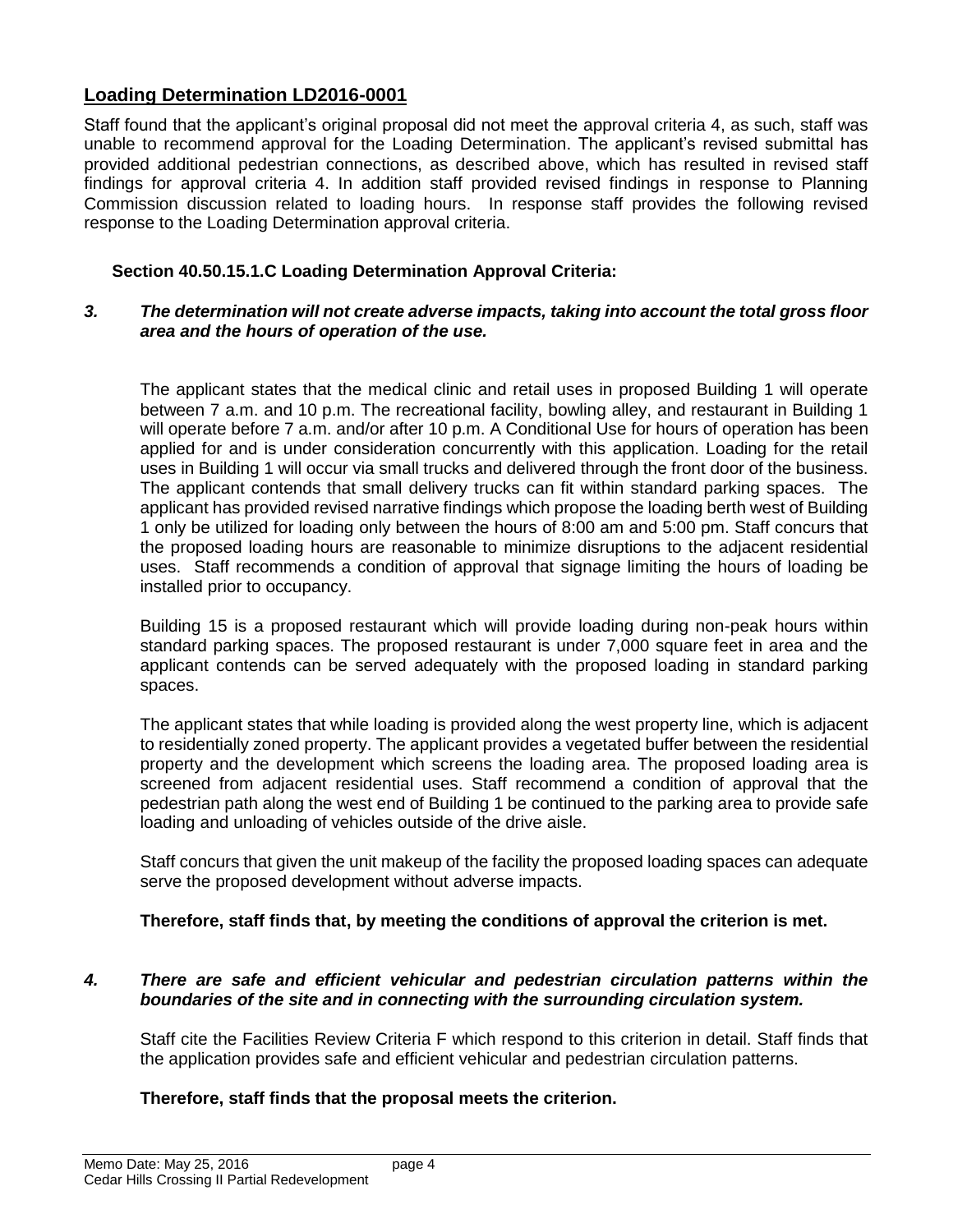## Loading Determination LD2016-0001

Staff found that the applicant's original proposal did not meet the approval criteria 4, as such, staff was unable to recommend approval for the Loading Determination. The applicant's revised submittal has provided additional pedestrian connections, as described above, which has resulted in revised staff findings for approval criteria 4. In addition staff provided revised findings in response to Planning Commission discussion related to loading hours. In response staff provides the following revised response to the Loading Determination approval criteria.

### Section 40.50.15.1.C Loading Determination Approval Criteria:

***3. The determination will not create adverse impacts, taking into account the total gross floor area and the hours of operation of the use.***

The applicant states that the medical clinic and retail uses in proposed Building 1 will operate between 7 a.m. and 10 p.m. The recreational facility, bowling alley, and restaurant in Building 1 will operate before 7 a.m. and/or after 10 p.m. A Conditional Use for hours of operation has been applied for and is under consideration concurrently with this application. Loading for the retail uses in Building 1 will occur via small trucks and delivered through the front door of the business. The applicant contends that small delivery trucks can fit within standard parking spaces. The applicant has provided revised narrative findings which propose the loading berth west of Building 1 only be utilized for loading only between the hours of 8:00 am and 5:00 pm. Staff concurs that the proposed loading hours are reasonable to minimize disruptions to the adjacent residential uses. Staff recommends a condition of approval that signage limiting the hours of loading be installed prior to occupancy.

Building 15 is a proposed restaurant which will provide loading during non-peak hours within standard parking spaces. The proposed restaurant is under 7,000 square feet in area and the applicant contends can be served adequately with the proposed loading in standard parking spaces.

The applicant states that while loading is provided along the west property line, which is adjacent to residentially zoned property. The applicant provides a vegetated buffer between the residential property and the development which screens the loading area. The proposed loading area is screened from adjacent residential uses. Staff recommend a condition of approval that the pedestrian path along the west end of Building 1 be continued to the parking area to provide safe loading and unloading of vehicles outside of the drive aisle.

Staff concurs that given the unit makeup of the facility the proposed loading spaces can adequate serve the proposed development without adverse impacts.

**Therefore, staff finds that, by meeting the conditions of approval the criterion is met.**

***4. There are safe and efficient vehicular and pedestrian circulation patterns within the boundaries of the site and in connecting with the surrounding circulation system.***

Staff cite the Facilities Review Criteria F which respond to this criterion in detail. Staff finds that the application provides safe and efficient vehicular and pedestrian circulation patterns.

**Therefore, staff finds that the proposal meets the criterion.**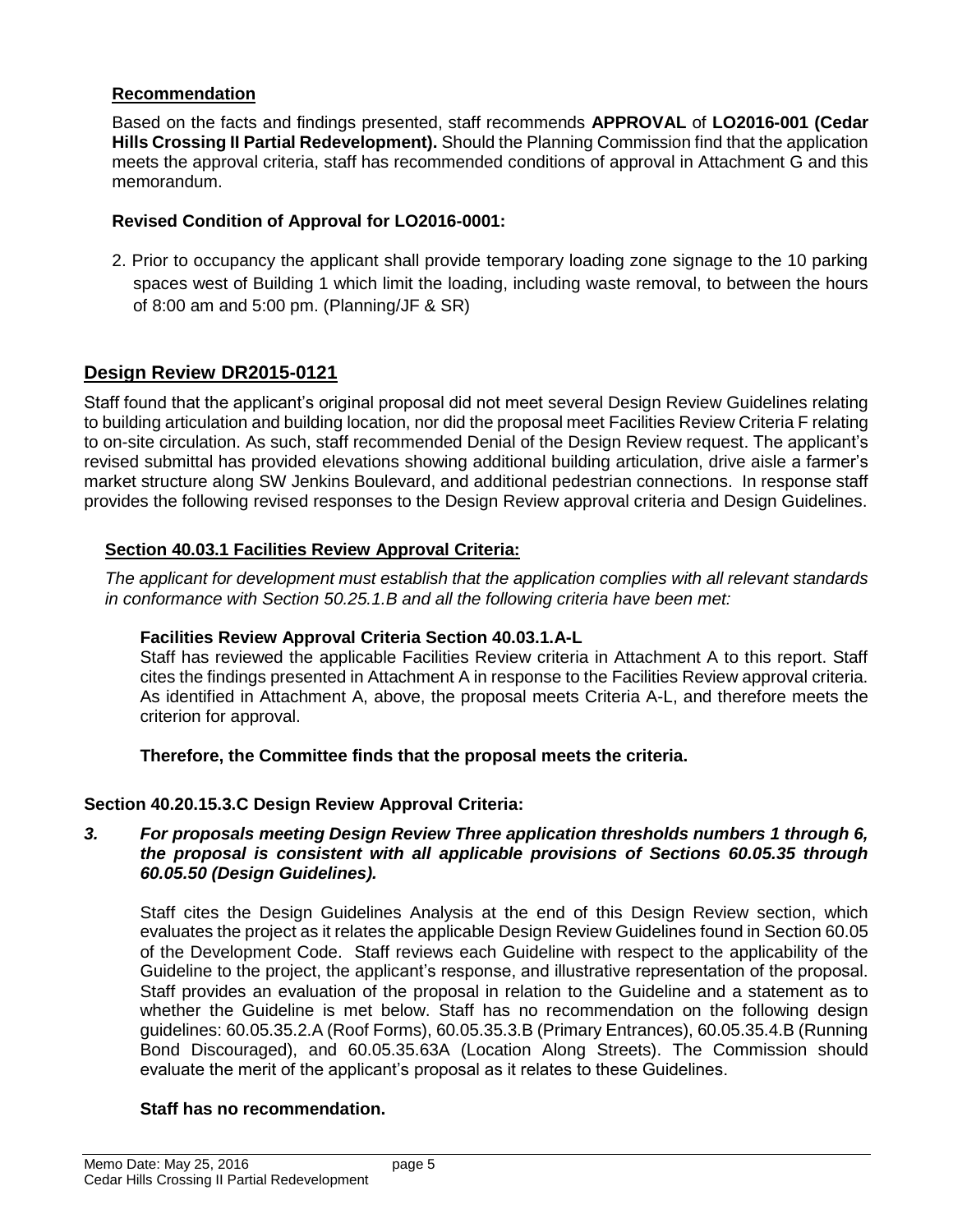**Recommendation**

Based on the facts and findings presented, staff recommends **APPROVAL** of **LO2016-001 (Cedar Hills Crossing II Partial Redevelopment).** Should the Planning Commission find that the application meets the approval criteria, staff has recommended conditions of approval in Attachment G and this memorandum.

**Revised Condition of Approval for LO2016-0001:**

2. Prior to occupancy the applicant shall provide temporary loading zone signage to the 10 parking spaces west of Building 1 which limit the loading, including waste removal, to between the hours of 8:00 am and 5:00 pm. (Planning/JF & SR)

## Design Review DR2015-0121

Staff found that the applicant's original proposal did not meet several Design Review Guidelines relating to building articulation and building location, nor did the proposal meet Facilities Review Criteria F relating to on-site circulation. As such, staff recommended Denial of the Design Review request. The applicant's revised submittal has provided elevations showing additional building articulation, drive aisle a farmer's market structure along SW Jenkins Boulevard, and additional pedestrian connections. In response staff provides the following revised responses to the Design Review approval criteria and Design Guidelines.

### Section 40.03.1 Facilities Review Approval Criteria:

*The applicant for development must establish that the application complies with all relevant standards in conformance with Section 50.25.1.B and all the following criteria have been met:*

**Facilities Review Approval Criteria Section 40.03.1.A-L**

Staff has reviewed the applicable Facilities Review criteria in Attachment A to this report. Staff cites the findings presented in Attachment A in response to the Facilities Review approval criteria. As identified in Attachment A, above, the proposal meets Criteria A-L, and therefore meets the criterion for approval.

**Therefore, the Committee finds that the proposal meets the criteria.**

### Section 40.20.15.3.C Design Review Approval Criteria:

***3. For proposals meeting Design Review Three application thresholds numbers 1 through 6, the proposal is consistent with all applicable provisions of Sections 60.05.35 through 60.05.50 (Design Guidelines).***

Staff cites the Design Guidelines Analysis at the end of this Design Review section, which evaluates the project as it relates the applicable Design Review Guidelines found in Section 60.05 of the Development Code. Staff reviews each Guideline with respect to the applicability of the Guideline to the project, the applicant's response, and illustrative representation of the proposal. Staff provides an evaluation of the proposal in relation to the Guideline and a statement as to whether the Guideline is met below. Staff has no recommendation on the following design guidelines: 60.05.35.2.A (Roof Forms), 60.05.35.3.B (Primary Entrances), 60.05.35.4.B (Running Bond Discouraged), and 60.05.35.63A (Location Along Streets). The Commission should evaluate the merit of the applicant's proposal as it relates to these Guidelines.

**Staff has no recommendation.**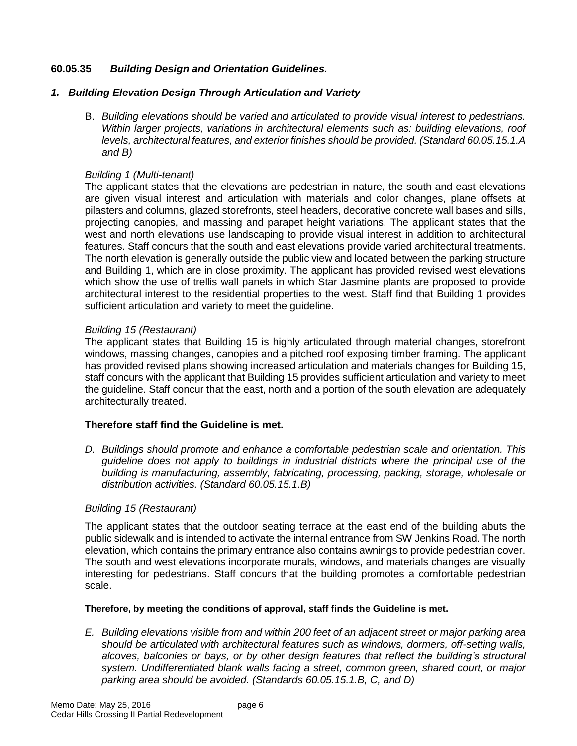### 60.05.35 *Building Design and Orientation Guidelines.*

#### *1. Building Elevation Design Through Articulation and Variety*

B. *Building elevations should be varied and articulated to provide visual interest to pedestrians. Within larger projects, variations in architectural elements such as: building elevations, roof levels, architectural features, and exterior finishes should be provided. (Standard 60.05.15.1.A and B)*

*Building 1 (Multi-tenant)*

The applicant states that the elevations are pedestrian in nature, the south and east elevations are given visual interest and articulation with materials and color changes, plane offsets at pilasters and columns, glazed storefronts, steel headers, decorative concrete wall bases and sills, projecting canopies, and massing and parapet height variations. The applicant states that the west and north elevations use landscaping to provide visual interest in addition to architectural features. Staff concurs that the south and east elevations provide varied architectural treatments. The north elevation is generally outside the public view and located between the parking structure and Building 1, which are in close proximity. The applicant has provided revised west elevations which show the use of trellis wall panels in which Star Jasmine plants are proposed to provide architectural interest to the residential properties to the west. Staff find that Building 1 provides sufficient articulation and variety to meet the guideline.

*Building 15 (Restaurant)*

The applicant states that Building 15 is highly articulated through material changes, storefront windows, massing changes, canopies and a pitched roof exposing timber framing. The applicant has provided revised plans showing increased articulation and materials changes for Building 15, staff concurs with the applicant that Building 15 provides sufficient articulation and variety to meet the guideline. Staff concur that the east, north and a portion of the south elevation are adequately architecturally treated.

**Therefore staff find the Guideline is met.**

D. *Buildings should promote and enhance a comfortable pedestrian scale and orientation. This guideline does not apply to buildings in industrial districts where the principal use of the building is manufacturing, assembly, fabricating, processing, packing, storage, wholesale or distribution activities. (Standard 60.05.15.1.B)*

*Building 15 (Restaurant)*

The applicant states that the outdoor seating terrace at the east end of the building abuts the public sidewalk and is intended to activate the internal entrance from SW Jenkins Road. The north elevation, which contains the primary entrance also contains awnings to provide pedestrian cover. The south and west elevations incorporate murals, windows, and materials changes are visually interesting for pedestrians. Staff concurs that the building promotes a comfortable pedestrian scale.

**Therefore, by meeting the conditions of approval, staff finds the Guideline is met.**

E. *Building elevations visible from and within 200 feet of an adjacent street or major parking area should be articulated with architectural features such as windows, dormers, off-setting walls, alcoves, balconies or bays, or by other design features that reflect the building's structural system. Undifferentiated blank walls facing a street, common green, shared court, or major parking area should be avoided. (Standards 60.05.15.1.B, C, and D)*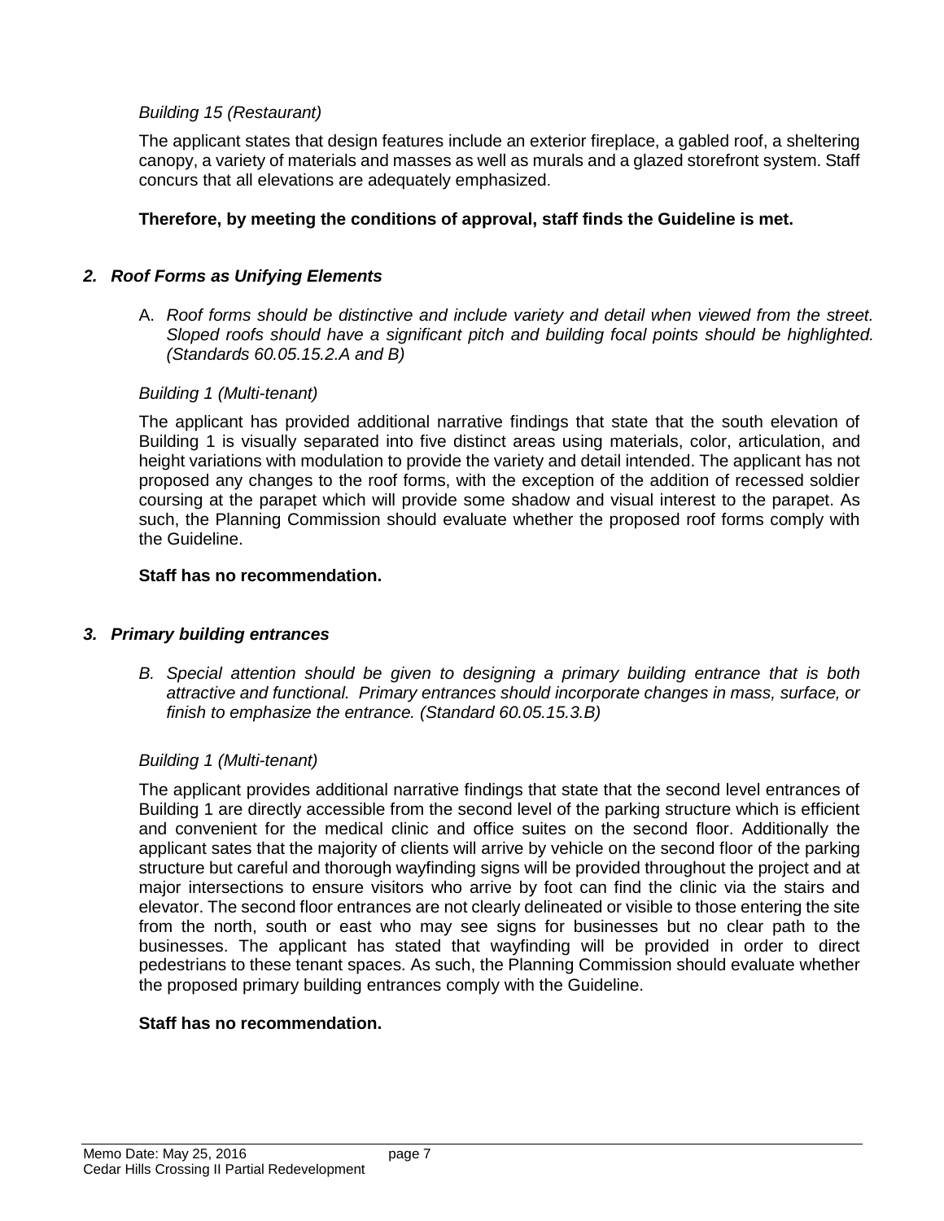*Building 15 (Restaurant)*

The applicant states that design features include an exterior fireplace, a gabled roof, a sheltering canopy, a variety of materials and masses as well as murals and a glazed storefront system. Staff concurs that all elevations are adequately emphasized.

**Therefore, by meeting the conditions of approval, staff finds the Guideline is met.**

***2. Roof Forms as Unifying Elements***

A. *Roof forms should be distinctive and include variety and detail when viewed from the street. Sloped roofs should have a significant pitch and building focal points should be highlighted. (Standards 60.05.15.2.A and B)*

*Building 1 (Multi-tenant)*

The applicant has provided additional narrative findings that state that the south elevation of Building 1 is visually separated into five distinct areas using materials, color, articulation, and height variations with modulation to provide the variety and detail intended. The applicant has not proposed any changes to the roof forms, with the exception of the addition of recessed soldier coursing at the parapet which will provide some shadow and visual interest to the parapet. As such, the Planning Commission should evaluate whether the proposed roof forms comply with the Guideline.

**Staff has no recommendation.**

***3. Primary building entrances***

*B. Special attention should be given to designing a primary building entrance that is both attractive and functional. Primary entrances should incorporate changes in mass, surface, or finish to emphasize the entrance. (Standard 60.05.15.3.B)*

*Building 1 (Multi-tenant)*

The applicant provides additional narrative findings that state that the second level entrances of Building 1 are directly accessible from the second level of the parking structure which is efficient and convenient for the medical clinic and office suites on the second floor. Additionally the applicant sates that the majority of clients will arrive by vehicle on the second floor of the parking structure but careful and thorough wayfinding signs will be provided throughout the project and at major intersections to ensure visitors who arrive by foot can find the clinic via the stairs and elevator. The second floor entrances are not clearly delineated or visible to those entering the site from the north, south or east who may see signs for businesses but no clear path to the businesses. The applicant has stated that wayfinding will be provided in order to direct pedestrians to these tenant spaces. As such, the Planning Commission should evaluate whether the proposed primary building entrances comply with the Guideline.

**Staff has no recommendation.**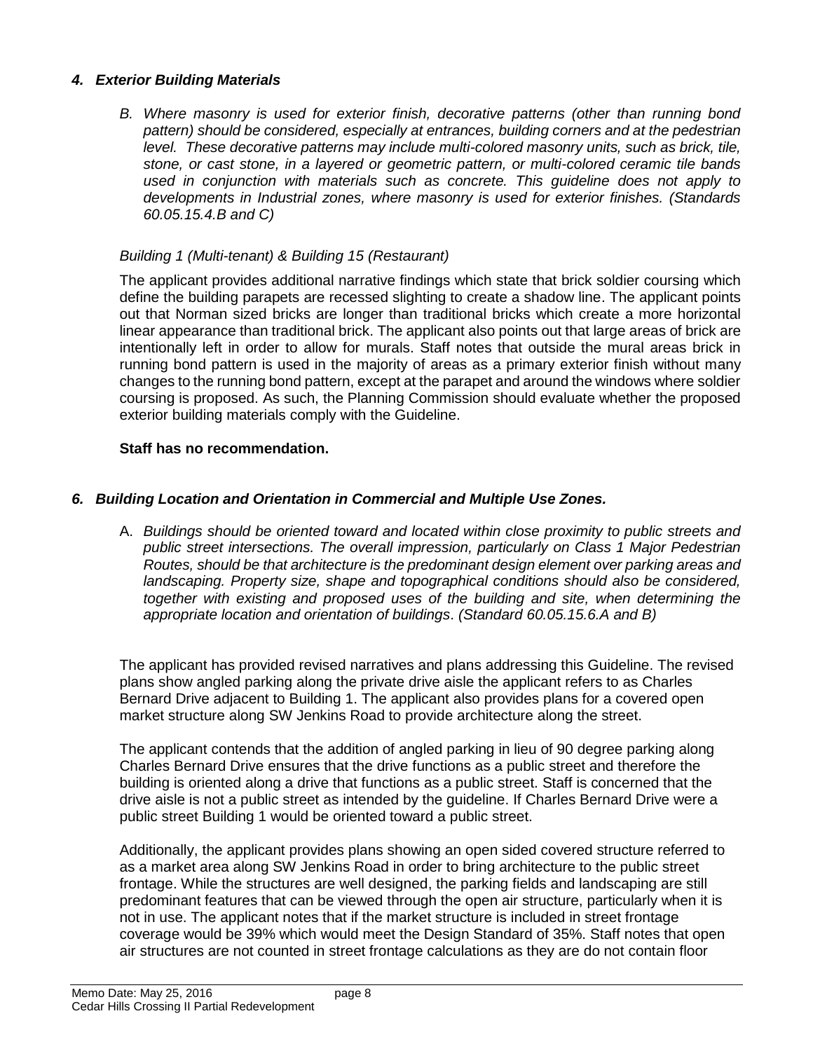### *4. Exterior Building Materials*

*B. Where masonry is used for exterior finish, decorative patterns (other than running bond pattern) should be considered, especially at entrances, building corners and at the pedestrian level. These decorative patterns may include multi-colored masonry units, such as brick, tile, stone, or cast stone, in a layered or geometric pattern, or multi-colored ceramic tile bands used in conjunction with materials such as concrete. This guideline does not apply to developments in Industrial zones, where masonry is used for exterior finishes. (Standards 60.05.15.4.B and C)*

*Building 1 (Multi-tenant) & Building 15 (Restaurant)*

The applicant provides additional narrative findings which state that brick soldier coursing which define the building parapets are recessed slighting to create a shadow line. The applicant points out that Norman sized bricks are longer than traditional bricks which create a more horizontal linear appearance than traditional brick. The applicant also points out that large areas of brick are intentionally left in order to allow for murals. Staff notes that outside the mural areas brick in running bond pattern is used in the majority of areas as a primary exterior finish without many changes to the running bond pattern, except at the parapet and around the windows where soldier coursing is proposed. As such, the Planning Commission should evaluate whether the proposed exterior building materials comply with the Guideline.

**Staff has no recommendation.**

### *6. Building Location and Orientation in Commercial and Multiple Use Zones.*

A. *Buildings should be oriented toward and located within close proximity to public streets and public street intersections. The overall impression, particularly on Class 1 Major Pedestrian Routes, should be that architecture is the predominant design element over parking areas and landscaping. Property size, shape and topographical conditions should also be considered, together with existing and proposed uses of the building and site, when determining the appropriate location and orientation of buildings*. *(Standard 60.05.15.6.A and B)*

The applicant has provided revised narratives and plans addressing this Guideline. The revised plans show angled parking along the private drive aisle the applicant refers to as Charles Bernard Drive adjacent to Building 1. The applicant also provides plans for a covered open market structure along SW Jenkins Road to provide architecture along the street.

The applicant contends that the addition of angled parking in lieu of 90 degree parking along Charles Bernard Drive ensures that the drive functions as a public street and therefore the building is oriented along a drive that functions as a public street. Staff is concerned that the drive aisle is not a public street as intended by the guideline. If Charles Bernard Drive were a public street Building 1 would be oriented toward a public street.

Additionally, the applicant provides plans showing an open sided covered structure referred to as a market area along SW Jenkins Road in order to bring architecture to the public street frontage. While the structures are well designed, the parking fields and landscaping are still predominant features that can be viewed through the open air structure, particularly when it is not in use. The applicant notes that if the market structure is included in street frontage coverage would be 39% which would meet the Design Standard of 35%. Staff notes that open air structures are not counted in street frontage calculations as they are do not contain floor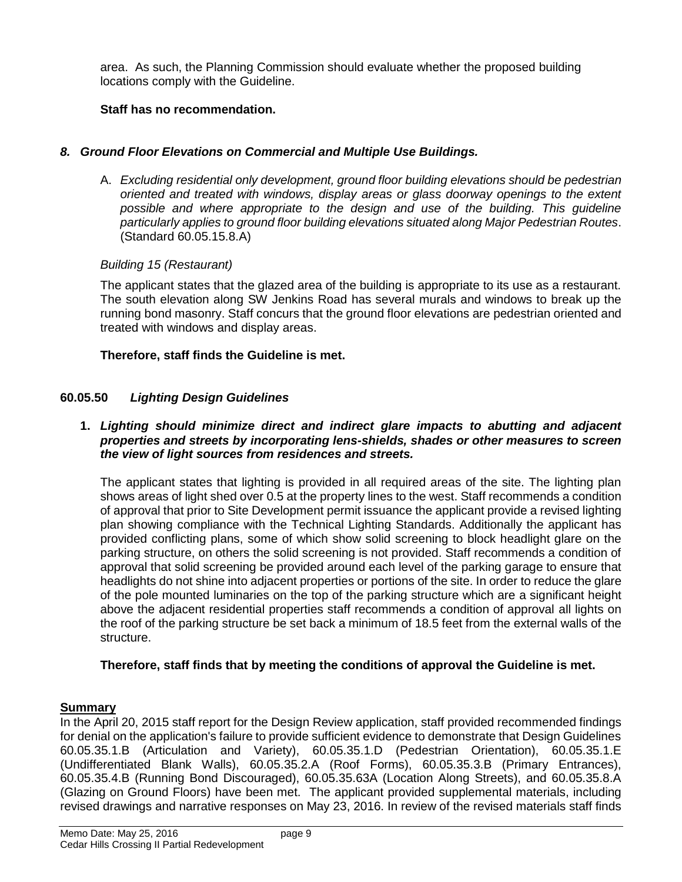area. As such, the Planning Commission should evaluate whether the proposed building locations comply with the Guideline.

**Staff has no recommendation.**

### *8. Ground Floor Elevations on Commercial and Multiple Use Buildings.*

A. *Excluding residential only development, ground floor building elevations should be pedestrian oriented and treated with windows, display areas or glass doorway openings to the extent possible and where appropriate to the design and use of the building. This guideline particularly applies to ground floor building elevations situated along Major Pedestrian Routes*. (Standard 60.05.15.8.A)

*Building 15 (Restaurant)*

The applicant states that the glazed area of the building is appropriate to its use as a restaurant. The south elevation along SW Jenkins Road has several murals and windows to break up the running bond masonry. Staff concurs that the ground floor elevations are pedestrian oriented and treated with windows and display areas.

**Therefore, staff finds the Guideline is met.**

## 60.05.50 *Lighting Design Guidelines*

**1. *Lighting should minimize direct and indirect glare impacts to abutting and adjacent properties and streets by incorporating lens-shields, shades or other measures to screen the view of light sources from residences and streets.***

The applicant states that lighting is provided in all required areas of the site. The lighting plan shows areas of light shed over 0.5 at the property lines to the west. Staff recommends a condition of approval that prior to Site Development permit issuance the applicant provide a revised lighting plan showing compliance with the Technical Lighting Standards. Additionally the applicant has provided conflicting plans, some of which show solid screening to block headlight glare on the parking structure, on others the solid screening is not provided. Staff recommends a condition of approval that solid screening be provided around each level of the parking garage to ensure that headlights do not shine into adjacent properties or portions of the site. In order to reduce the glare of the pole mounted luminaries on the top of the parking structure which are a significant height above the adjacent residential properties staff recommends a condition of approval all lights on the roof of the parking structure be set back a minimum of 18.5 feet from the external walls of the structure.

**Therefore, staff finds that by meeting the conditions of approval the Guideline is met.**

## Summary

In the April 20, 2015 staff report for the Design Review application, staff provided recommended findings for denial on the application's failure to provide sufficient evidence to demonstrate that Design Guidelines 60.05.35.1.B (Articulation and Variety), 60.05.35.1.D (Pedestrian Orientation), 60.05.35.1.E (Undifferentiated Blank Walls), 60.05.35.2.A (Roof Forms), 60.05.35.3.B (Primary Entrances), 60.05.35.4.B (Running Bond Discouraged), 60.05.35.63A (Location Along Streets), and 60.05.35.8.A (Glazing on Ground Floors) have been met. The applicant provided supplemental materials, including revised drawings and narrative responses on May 23, 2016. In review of the revised materials staff finds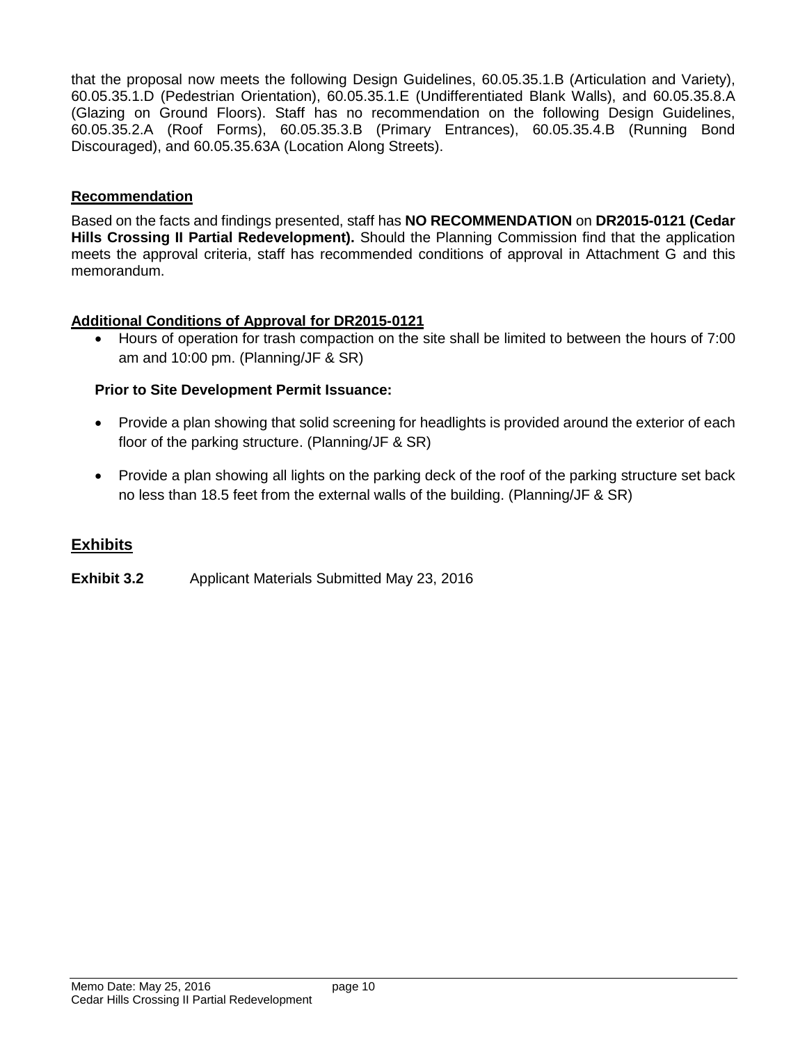that the proposal now meets the following Design Guidelines, 60.05.35.1.B (Articulation and Variety), 60.05.35.1.D (Pedestrian Orientation), 60.05.35.1.E (Undifferentiated Blank Walls), and 60.05.35.8.A (Glazing on Ground Floors). Staff has no recommendation on the following Design Guidelines, 60.05.35.2.A (Roof Forms), 60.05.35.3.B (Primary Entrances), 60.05.35.4.B (Running Bond Discouraged), and 60.05.35.63A (Location Along Streets).

**Recommendation**

Based on the facts and findings presented, staff has **NO RECOMMENDATION** on **DR2015-0121 (Cedar Hills Crossing II Partial Redevelopment).** Should the Planning Commission find that the application meets the approval criteria, staff has recommended conditions of approval in Attachment G and this memorandum.

**Additional Conditions of Approval for DR2015-0121**

- Hours of operation for trash compaction on the site shall be limited to between the hours of 7:00 am and 10:00 pm. (Planning/JF & SR)

**Prior to Site Development Permit Issuance:**

- Provide a plan showing that solid screening for headlights is provided around the exterior of each floor of the parking structure. (Planning/JF & SR)
- Provide a plan showing all lights on the parking deck of the roof of the parking structure set back no less than 18.5 feet from the external walls of the building. (Planning/JF & SR)

## Exhibits

**Exhibit 3.2** Applicant Materials Submitted May 23, 2016